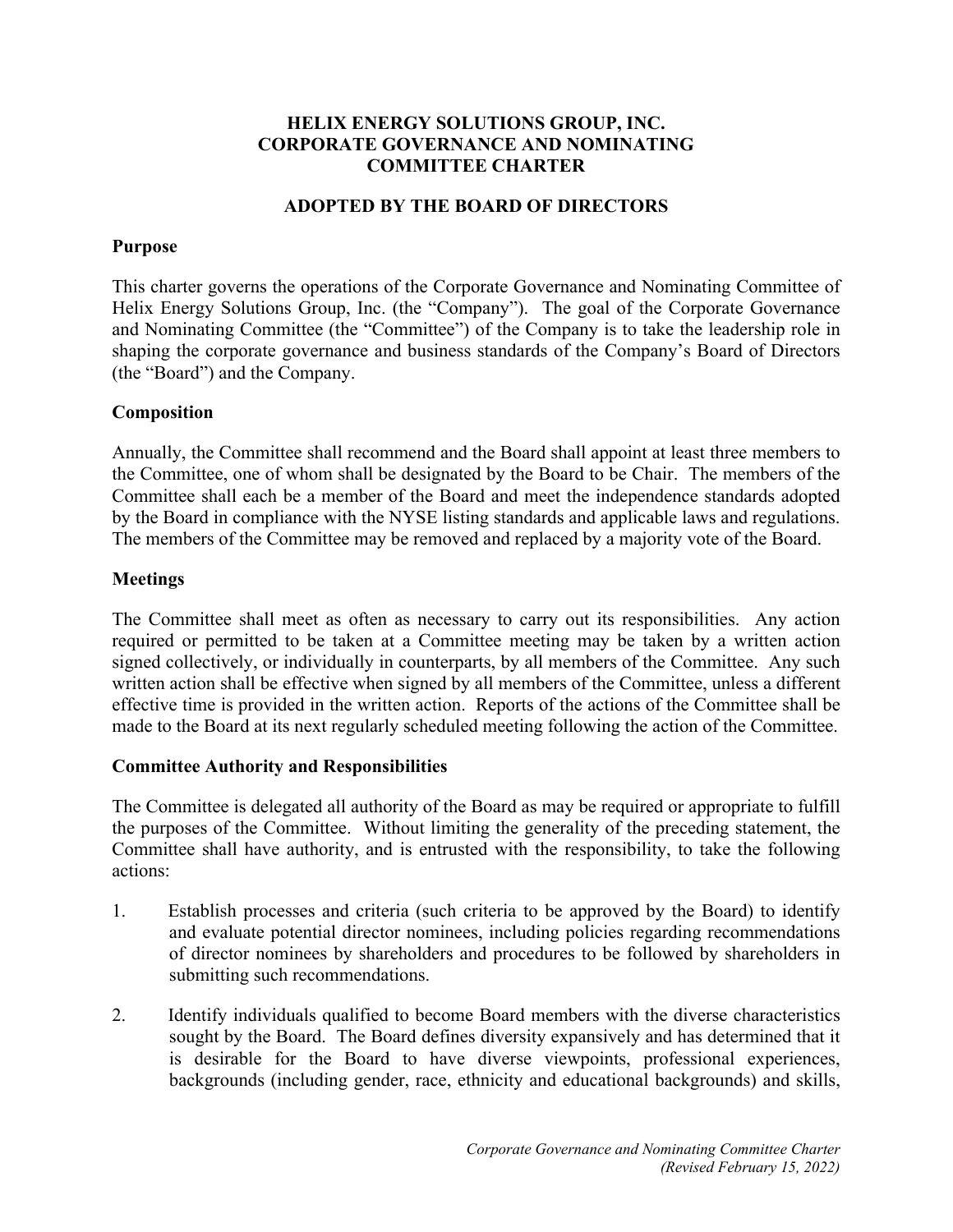# HELIX ENERGY SOLUTIONS GROUP, INC.
# CORPORATE GOVERNANCE AND NOMINATING COMMITTEE CHARTER

## ADOPTED BY THE BOARD OF DIRECTORS

### Purpose

This charter governs the operations of the Corporate Governance and Nominating Committee of Helix Energy Solutions Group, Inc. (the "Company"). The goal of the Corporate Governance and Nominating Committee (the "Committee") of the Company is to take the leadership role in shaping the corporate governance and business standards of the Company's Board of Directors (the "Board") and the Company.

### Composition

Annually, the Committee shall recommend and the Board shall appoint at least three members to the Committee, one of whom shall be designated by the Board to be Chair. The members of the Committee shall each be a member of the Board and meet the independence standards adopted by the Board in compliance with the NYSE listing standards and applicable laws and regulations. The members of the Committee may be removed and replaced by a majority vote of the Board.

### Meetings

The Committee shall meet as often as necessary to carry out its responsibilities. Any action required or permitted to be taken at a Committee meeting may be taken by a written action signed collectively, or individually in counterparts, by all members of the Committee. Any such written action shall be effective when signed by all members of the Committee, unless a different effective time is provided in the written action. Reports of the actions of the Committee shall be made to the Board at its next regularly scheduled meeting following the action of the Committee.

### Committee Authority and Responsibilities

The Committee is delegated all authority of the Board as may be required or appropriate to fulfill the purposes of the Committee. Without limiting the generality of the preceding statement, the Committee shall have authority, and is entrusted with the responsibility, to take the following actions:

1. Establish processes and criteria (such criteria to be approved by the Board) to identify and evaluate potential director nominees, including policies regarding recommendations of director nominees by shareholders and procedures to be followed by shareholders in submitting such recommendations.

2. Identify individuals qualified to become Board members with the diverse characteristics sought by the Board. The Board defines diversity expansively and has determined that it is desirable for the Board to have diverse viewpoints, professional experiences, backgrounds (including gender, race, ethnicity and educational backgrounds) and skills,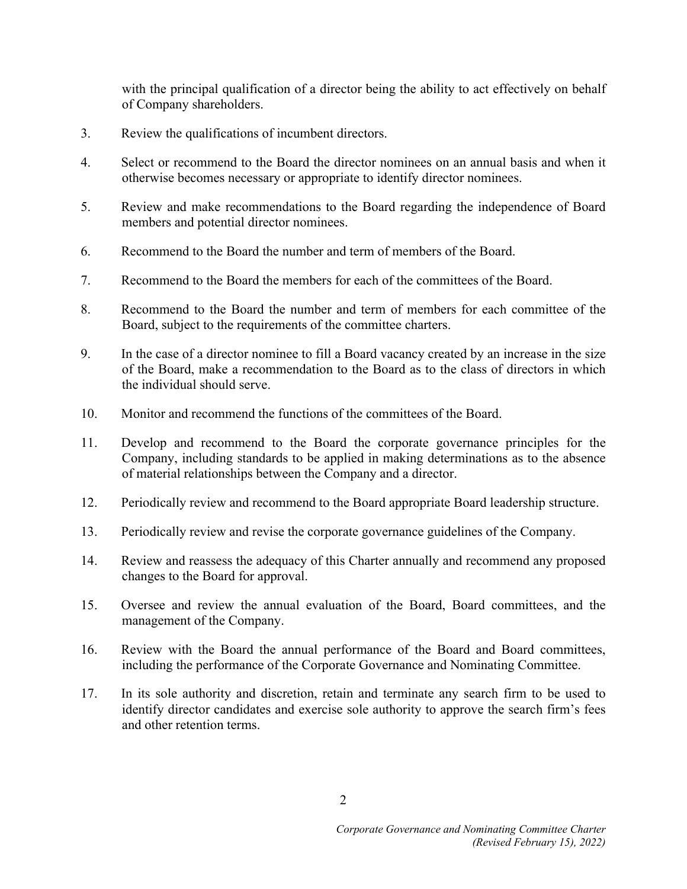with the principal qualification of a director being the ability to act effectively on behalf of Company shareholders.

3. Review the qualifications of incumbent directors.

4. Select or recommend to the Board the director nominees on an annual basis and when it otherwise becomes necessary or appropriate to identify director nominees.

5. Review and make recommendations to the Board regarding the independence of Board members and potential director nominees.

6. Recommend to the Board the number and term of members of the Board.

7. Recommend to the Board the members for each of the committees of the Board.

8. Recommend to the Board the number and term of members for each committee of the Board, subject to the requirements of the committee charters.

9. In the case of a director nominee to fill a Board vacancy created by an increase in the size of the Board, make a recommendation to the Board as to the class of directors in which the individual should serve.

10. Monitor and recommend the functions of the committees of the Board.

11. Develop and recommend to the Board the corporate governance principles for the Company, including standards to be applied in making determinations as to the absence of material relationships between the Company and a director.

12. Periodically review and recommend to the Board appropriate Board leadership structure.

13. Periodically review and revise the corporate governance guidelines of the Company.

14. Review and reassess the adequacy of this Charter annually and recommend any proposed changes to the Board for approval.

15. Oversee and review the annual evaluation of the Board, Board committees, and the management of the Company.

16. Review with the Board the annual performance of the Board and Board committees, including the performance of the Corporate Governance and Nominating Committee.

17. In its sole authority and discretion, retain and terminate any search firm to be used to identify director candidates and exercise sole authority to approve the search firm's fees and other retention terms.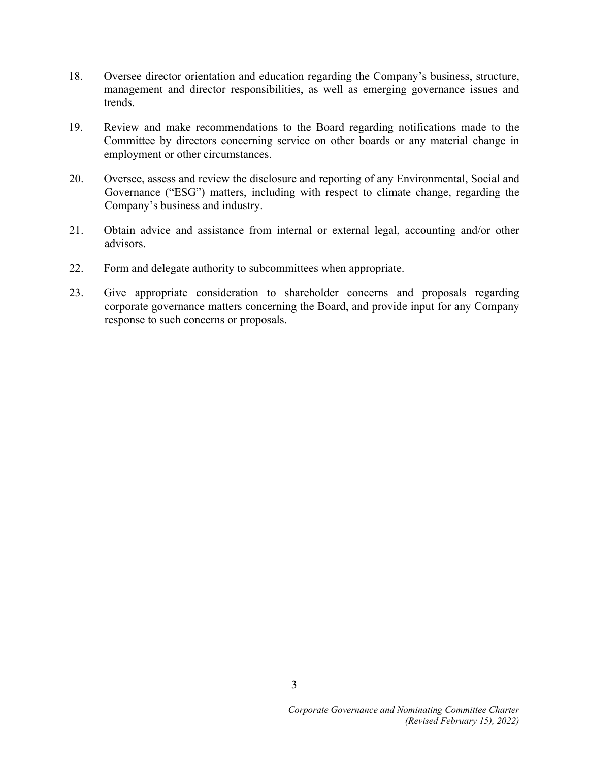18. Oversee director orientation and education regarding the Company's business, structure, management and director responsibilities, as well as emerging governance issues and trends.

19. Review and make recommendations to the Board regarding notifications made to the Committee by directors concerning service on other boards or any material change in employment or other circumstances.

20. Oversee, assess and review the disclosure and reporting of any Environmental, Social and Governance ("ESG") matters, including with respect to climate change, regarding the Company's business and industry.

21. Obtain advice and assistance from internal or external legal, accounting and/or other advisors.

22. Form and delegate authority to subcommittees when appropriate.

23. Give appropriate consideration to shareholder concerns and proposals regarding corporate governance matters concerning the Board, and provide input for any Company response to such concerns or proposals.